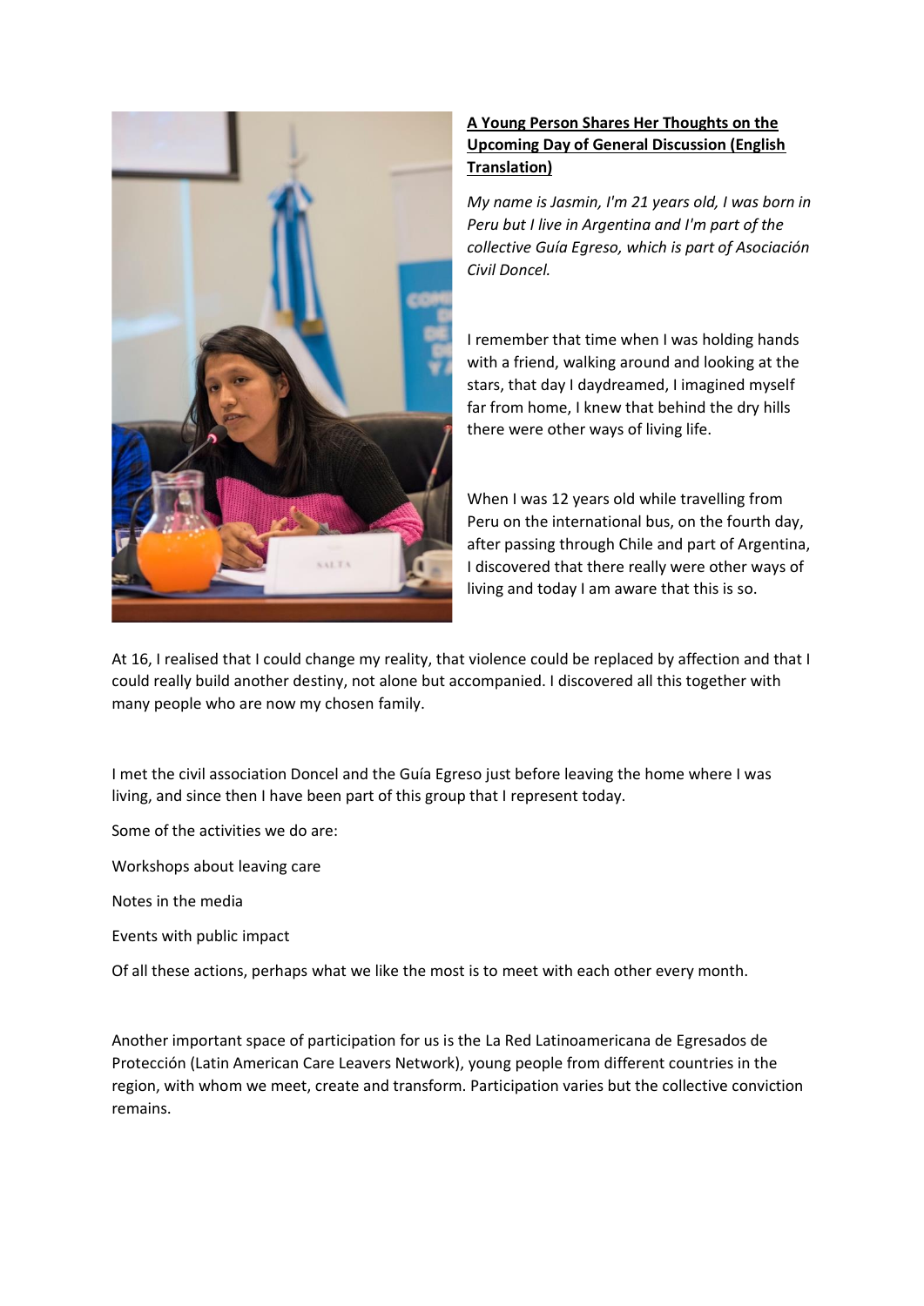**A Young Person Shares Her Thoughts on the Upcoming Day of General Discussion (English Translation)**

*My name is Jasmin, I'm 21 years old, I was born in Peru but I live in Argentina and I'm part of the collective Guía Egreso, which is part of Asociación Civil Doncel.*

I remember that time when I was holding hands with a friend, walking around and looking at the stars, that day I daydreamed, I imagined myself far from home, I knew that behind the dry hills there were other ways of living life.

When I was 12 years old while travelling from Peru on the international bus, on the fourth day, after passing through Chile and part of Argentina, I discovered that there really were other ways of living and today I am aware that this is so.

At 16, I realised that I could change my reality, that violence could be replaced by affection and that I could really build another destiny, not alone but accompanied. I discovered all this together with many people who are now my chosen family.

I met the civil association Doncel and the Guía Egreso just before leaving the home where I was living, and since then I have been part of this group that I represent today.

Some of the activities we do are:

Workshops about leaving care

Notes in the media

Events with public impact

Of all these actions, perhaps what we like the most is to meet with each other every month.

Another important space of participation for us is the La Red Latinoamericana de Egresados de Protección (Latin American Care Leavers Network), young people from different countries in the region, with whom we meet, create and transform. Participation varies but the collective conviction remains.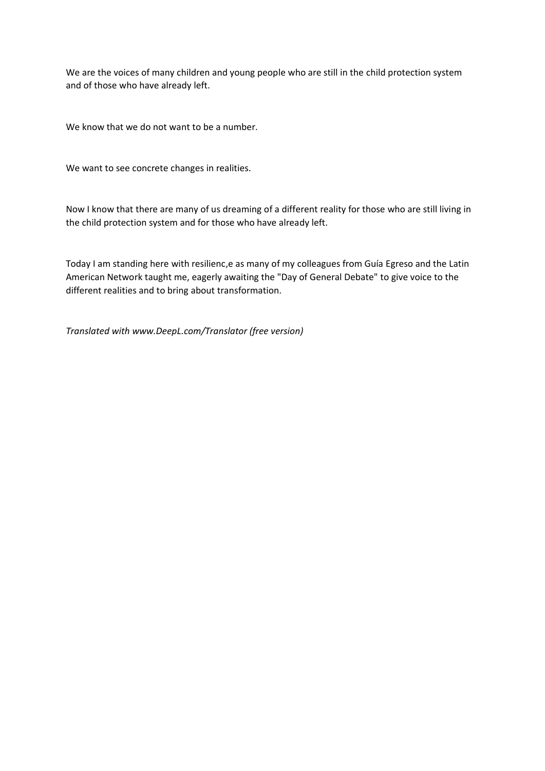We are the voices of many children and young people who are still in the child protection system and of those who have already left.

We know that we do not want to be a number.

We want to see concrete changes in realities.

Now I know that there are many of us dreaming of a different reality for those who are still living in the child protection system and for those who have already left.

Today I am standing here with resilienc,e as many of my colleagues from Guía Egreso and the Latin American Network taught me, eagerly awaiting the "Day of General Debate" to give voice to the different realities and to bring about transformation.

*Translated with www.DeepL.com/Translator (free version)*